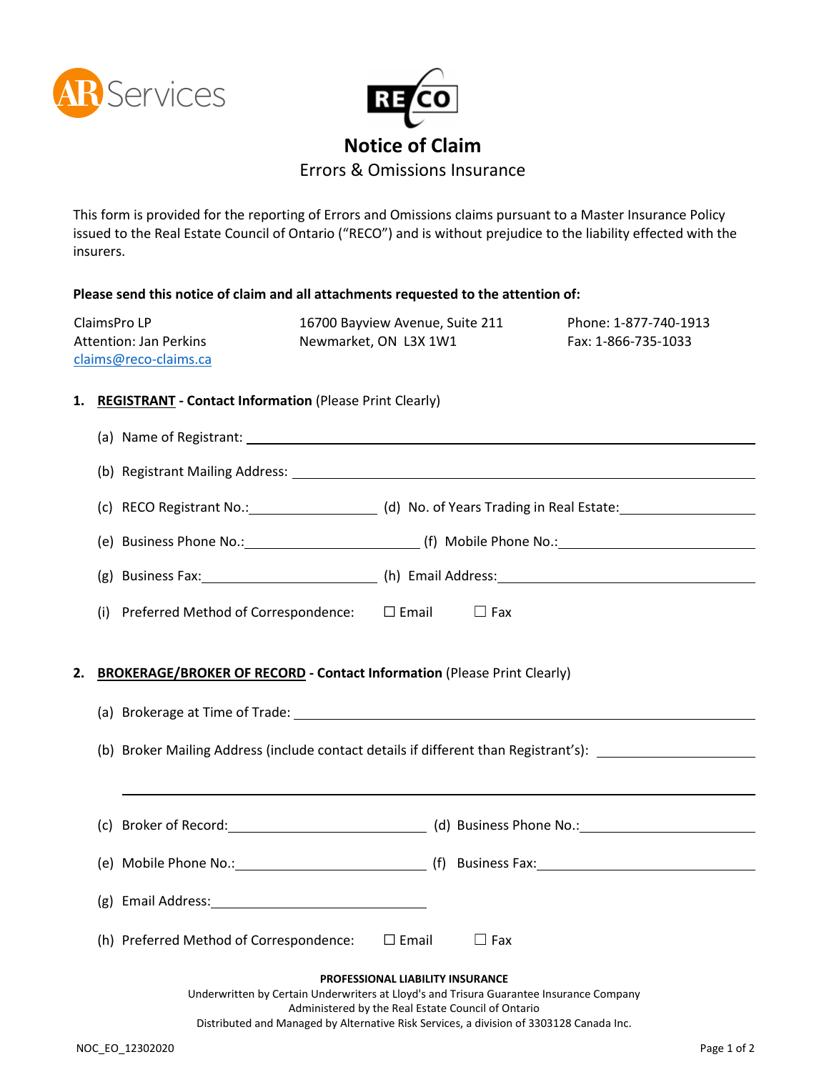# Notice of Claim

Errors & Omissions Insurance

This form is provided for the reporting of Errors and Omissions claims pursuant to a Master Insurance Policy issued to the Real Estate Council of Ontario ("RECO") and is without prejudice to the liability effected with the insurers.

**Please send this notice of claim and all attachments requested to the attention of:**

ClaimsPro LP
Attention: Jan Perkins
claims@reco-claims.ca

16700 Bayview Avenue, Suite 211
Newmarket, ON L3X 1W1

Phone: 1-877-740-1913
Fax: 1-866-735-1033

## 1. REGISTRANT - Contact Information (Please Print Clearly)

(a) Name of Registrant: ____________________

(b) Registrant Mailing Address: ____________________

(c) RECO Registrant No.: ____________________ (d) No. of Years Trading in Real Estate: ____________________

(e) Business Phone No.: ____________________ (f) Mobile Phone No.: ____________________

(g) Business Fax: ____________________ (h) Email Address: ____________________

(i) Preferred Method of Correspondence: ☐ Email ☐ Fax

## 2. BROKERAGE/BROKER OF RECORD - Contact Information (Please Print Clearly)

(a) Brokerage at Time of Trade: ____________________

(b) Broker Mailing Address (include contact details if different than Registrant's): ____________________

____________________

(c) Broker of Record: ____________________ (d) Business Phone No.: ____________________

(e) Mobile Phone No.: ____________________ (f) Business Fax: ____________________

(g) Email Address: ____________________

(h) Preferred Method of Correspondence: ☐ Email ☐ Fax

**PROFESSIONAL LIABILITY INSURANCE**

Underwritten by Certain Underwriters at Lloyd's and Trisura Guarantee Insurance Company
Administered by the Real Estate Council of Ontario
Distributed and Managed by Alternative Risk Services, a division of 3303128 Canada Inc.

NOC_EO_12302020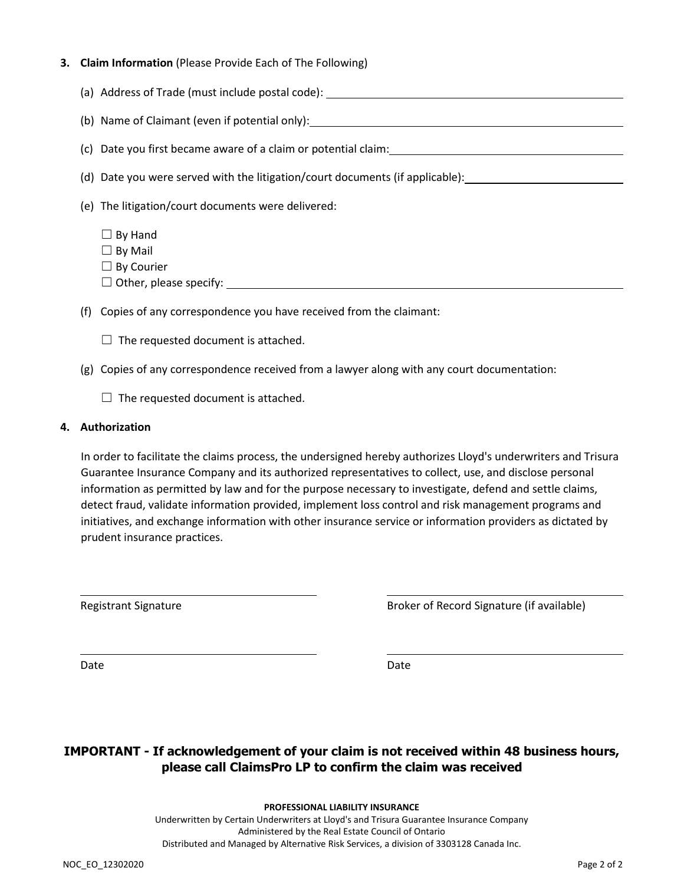**3. Claim Information** (Please Provide Each of The Following)

(a) Address of Trade (must include postal code): ______________________________

(b) Name of Claimant (even if potential only): ______________________________

(c) Date you first became aware of a claim or potential claim: ______________________________

(d) Date you were served with the litigation/court documents (if applicable): ______________________________

(e) The litigation/court documents were delivered:

☐ By Hand
☐ By Mail
☐ By Courier
☐ Other, please specify: ______________________________

(f) Copies of any correspondence you have received from the claimant:

☐ The requested document is attached.

(g) Copies of any correspondence received from a lawyer along with any court documentation:

☐ The requested document is attached.

**4. Authorization**

In order to facilitate the claims process, the undersigned hereby authorizes Lloyd's underwriters and Trisura Guarantee Insurance Company and its authorized representatives to collect, use, and disclose personal information as permitted by law and for the purpose necessary to investigate, defend and settle claims, detect fraud, validate information provided, implement loss control and risk management programs and initiatives, and exchange information with other insurance service or information providers as dictated by prudent insurance practices.

______________________________
Registrant Signature

______________________________
Broker of Record Signature (if available)

______________________________
Date

______________________________
Date

**IMPORTANT - If acknowledgement of your claim is not received within 48 business hours, please call ClaimsPro LP to confirm the claim was received**

**PROFESSIONAL LIABILITY INSURANCE**
Underwritten by Certain Underwriters at Lloyd's and Trisura Guarantee Insurance Company
Administered by the Real Estate Council of Ontario
Distributed and Managed by Alternative Risk Services, a division of 3303128 Canada Inc.

NOC_EO_12302020